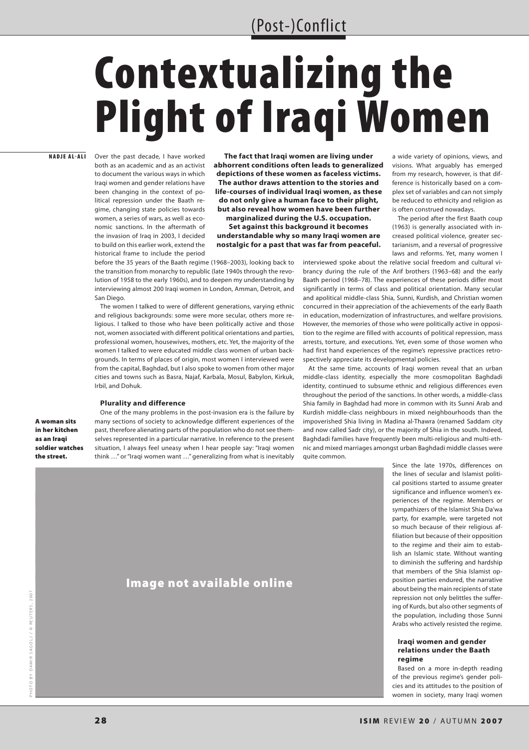(Post-)Conflict

# Contextualizing the Plight of Iraqi Women

NADJE AL-ALI

**The fact that Iraqi women are living under abhorrent conditions often leads to generalized depictions of these women as faceless victims. The author draws attention to the stories and life-courses of individual Iraqi women, as these do not only give a human face to their plight, but also reveal how women have been further marginalized during the U.S. occupation. Set against this background it becomes understandable why so many Iraqi women are nostalgic for a past that was far from peaceful.**

Over the past decade, I have worked both as an academic and as an activist to document the various ways in which Iraqi women and gender relations have been changing in the context of political repression under the Baath regime, changing state policies towards women, a series of wars, as well as economic sanctions. In the aftermath of the invasion of Iraq in 2003, I decided to build on this earlier work, extend the historical frame to include the period before the 35 years of the Baath regime (1968–2003), looking back to the transition from monarchy to republic (late 1940s through the revolution of 1958 to the early 1960s), and to deepen my understanding by interviewing almost 200 Iraqi women in London, Amman, Detroit, and San Diego.

The women I talked to were of different generations, varying ethnic and religious backgrounds: some were more secular, others more religious. I talked to those who have been politically active and those not, women associated with different political orientations and parties, professional women, housewives, mothers, etc. Yet, the majority of the women I talked to were educated middle class women of urban backgrounds. In terms of places of origin, most women I interviewed were from the capital, Baghdad, but I also spoke to women from other major cities and towns such as Basra, Najaf, Karbala, Mosul, Babylon, Kirkuk, Irbil, and Dohuk.

### Plurality and difference

One of the many problems in the post-invasion era is the failure by many sections of society to acknowledge different experiences of the past, therefore alienating parts of the population who do not see themselves represented in a particular narrative. In reference to the present situation, I always feel uneasy when I hear people say: "Iraqi women think …" or "Iraqi women want …" generalizing from what is inevitably a wide variety of opinions, views, and visions. What arguably has emerged from my research, however, is that difference is historically based on a complex set of variables and can not simply be reduced to ethnicity and religion as is often construed nowadays.

The period after the first Baath coup (1963) is generally associated with increased political violence, greater sectarianism, and a reversal of progressive laws and reforms. Yet, many women I interviewed spoke about the relative social freedom and cultural vibrancy during the rule of the Arif brothers (1963–68) and the early Baath period (1968–78). The experiences of these periods differ most significantly in terms of class and political orientation. Many secular and apolitical middle-class Shia, Sunni, Kurdish, and Christian women concurred in their appreciation of the achievements of the early Baath in education, modernization of infrastructures, and welfare provisions. However, the memories of those who were politically active in opposition to the regime are filled with accounts of political repression, mass arrests, torture, and executions. Yet, even some of those women who had first hand experiences of the regime's repressive practices retrospectively appreciate its developmental policies.

At the same time, accounts of Iraqi women reveal that an urban middle-class identity, especially the more cosmopolitan Baghdadi identity, continued to subsume ethnic and religious differences even throughout the period of the sanctions. In other words, a middle-class Shia family in Baghdad had more in common with its Sunni Arab and Kurdish middle-class neighbours in mixed neighbourhoods than the impoverished Shia living in Madina al-Thawra (renamed Saddam city and now called Sadr city), or the majority of Shia in the south. Indeed, Baghdadi families have frequently been multi-religious and multi-ethnic and mixed marriages amongst urban Baghdadi middle classes were quite common.

Since the late 1970s, differences on the lines of secular and Islamist political positions started to assume greater significance and influence women's experiences of the regime. Members or sympathizers of the Islamist Shia Da'wa party, for example, were targeted not so much because of their religious affiliation but because of their opposition to the regime and their aim to establish an Islamic state. Without wanting to diminish the suffering and hardship that members of the Shia Islamist opposition parties endured, the narrative about being the main recipients of state repression not only belittles the suffering of Kurds, but also other segments of the population, including those Sunni Arabs who actively resisted the regime.

**A woman sits in her kitchen as an Iraqi soldier watches the street.**

Image not available online

PHOTO BY DAMIR SAGOLJ / © REUTERS, 2007

### Iraqi women and gender relations under the Baath regime

Based on a more in-depth reading of the previous regime's gender policies and its attitudes to the position of women in society, many Iraqi women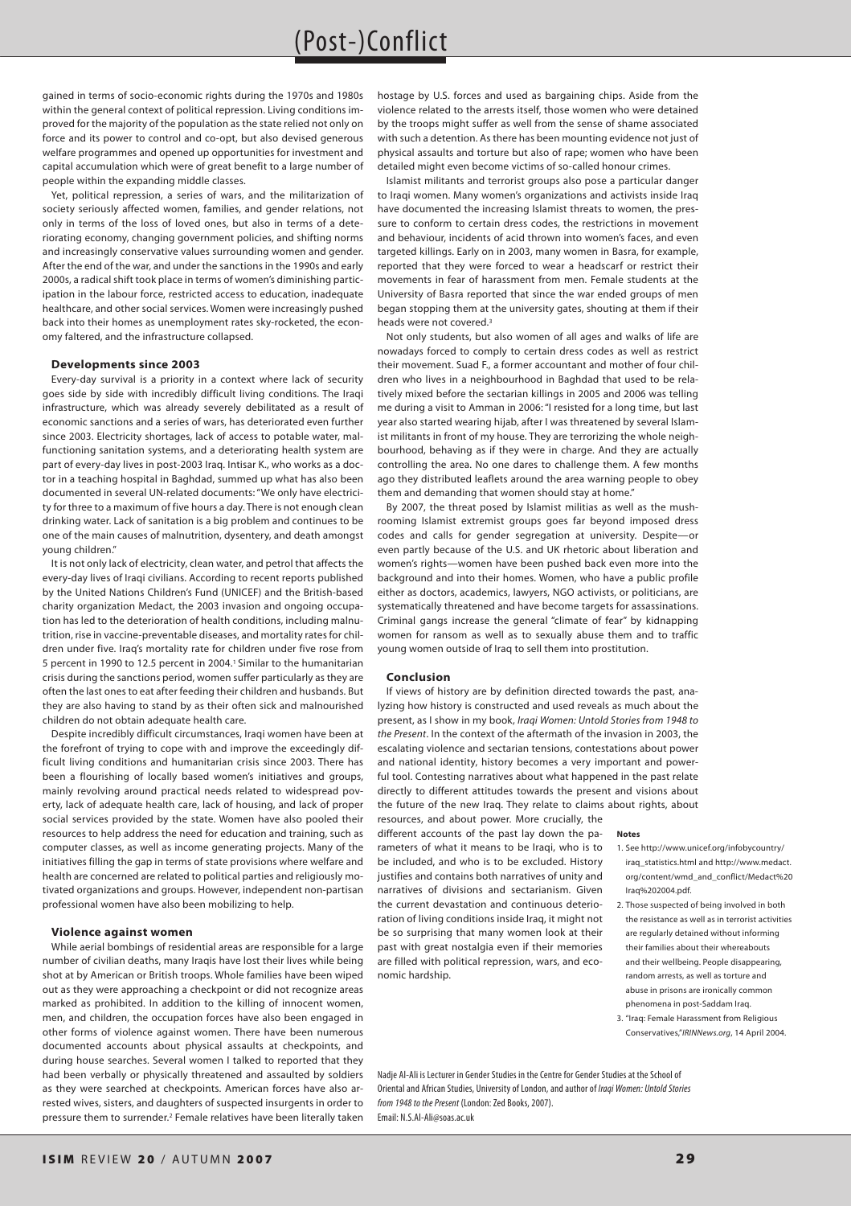gained in terms of socio-economic rights during the 1970s and 1980s within the general context of political repression. Living conditions improved for the majority of the population as the state relied not only on force and its power to control and co-opt, but also devised generous welfare programmes and opened up opportunities for investment and capital accumulation which were of great benefit to a large number of people within the expanding middle classes.

Yet, political repression, a series of wars, and the militarization of society seriously affected women, families, and gender relations, not only in terms of the loss of loved ones, but also in terms of a deteriorating economy, changing government policies, and shifting norms and increasingly conservative values surrounding women and gender. After the end of the war, and under the sanctions in the 1990s and early 2000s, a radical shift took place in terms of women's diminishing participation in the labour force, restricted access to education, inadequate healthcare, and other social services. Women were increasingly pushed back into their homes as unemployment rates sky-rocketed, the economy faltered, and the infrastructure collapsed.

### Developments since 2003

Every-day survival is a priority in a context where lack of security goes side by side with incredibly difficult living conditions. The Iraqi infrastructure, which was already severely debilitated as a result of economic sanctions and a series of wars, has deteriorated even further since 2003. Electricity shortages, lack of access to potable water, malfunctioning sanitation systems, and a deteriorating health system are part of every-day lives in post-2003 Iraq. Intisar K., who works as a doctor in a teaching hospital in Baghdad, summed up what has also been documented in several UN-related documents: "We only have electricity for three to a maximum of five hours a day. There is not enough clean drinking water. Lack of sanitation is a big problem and continues to be one of the main causes of malnutrition, dysentery, and death amongst young children."

It is not only lack of electricity, clean water, and petrol that affects the every-day lives of Iraqi civilians. According to recent reports published by the United Nations Children's Fund (UNICEF) and the British-based charity organization Medact, the 2003 invasion and ongoing occupation has led to the deterioration of health conditions, including malnutrition, rise in vaccine-preventable diseases, and mortality rates for children under five. Iraq's mortality rate for children under five rose from 5 percent in 1990 to 12.5 percent in 2004.[1] Similar to the humanitarian crisis during the sanctions period, women suffer particularly as they are often the last ones to eat after feeding their children and husbands. But they are also having to stand by as their often sick and malnourished children do not obtain adequate health care.

Despite incredibly difficult circumstances, Iraqi women have been at the forefront of trying to cope with and improve the exceedingly difficult living conditions and humanitarian crisis since 2003. There has been a flourishing of locally based women's initiatives and groups, mainly revolving around practical needs related to widespread poverty, lack of adequate health care, lack of housing, and lack of proper social services provided by the state. Women have also pooled their resources to help address the need for education and training, such as computer classes, as well as income generating projects. Many of the initiatives filling the gap in terms of state provisions where welfare and health are concerned are related to political parties and religiously motivated organizations and groups. However, independent non-partisan professional women have also been mobilizing to help.

### Violence against women

While aerial bombings of residential areas are responsible for a large number of civilian deaths, many Iraqis have lost their lives while being shot at by American or British troops. Whole families have been wiped out as they were approaching a checkpoint or did not recognize areas marked as prohibited. In addition to the killing of innocent women, men, and children, the occupation forces have also been engaged in other forms of violence against women. There have been numerous documented accounts about physical assaults at checkpoints, and during house searches. Several women I talked to reported that they had been verbally or physically threatened and assaulted by soldiers as they were searched at checkpoints. American forces have also arrested wives, sisters, and daughters of suspected insurgents in order to pressure them to surrender.[2] Female relatives have been literally taken hostage by U.S. forces and used as bargaining chips. Aside from the violence related to the arrests itself, those women who were detained by the troops might suffer as well from the sense of shame associated with such a detention. As there has been mounting evidence not just of physical assaults and torture but also of rape; women who have been detailed might even become victims of so-called honour crimes.

Islamist militants and terrorist groups also pose a particular danger to Iraqi women. Many women's organizations and activists inside Iraq have documented the increasing Islamist threats to women, the pressure to conform to certain dress codes, the restrictions in movement and behaviour, incidents of acid thrown into women's faces, and even targeted killings. Early on in 2003, many women in Basra, for example, reported that they were forced to wear a headscarf or restrict their movements in fear of harassment from men. Female students at the University of Basra reported that since the war ended groups of men began stopping them at the university gates, shouting at them if their heads were not covered.[3]

Not only students, but also women of all ages and walks of life are nowadays forced to comply to certain dress codes as well as restrict their movement. Suad F., a former accountant and mother of four children who lives in a neighbourhood in Baghdad that used to be relatively mixed before the sectarian killings in 2005 and 2006 was telling me during a visit to Amman in 2006: "I resisted for a long time, but last year also started wearing hijab, after I was threatened by several Islamist militants in front of my house. They are terrorizing the whole neighbourhood, behaving as if they were in charge. And they are actually controlling the area. No one dares to challenge them. A few months ago they distributed leaflets around the area warning people to obey them and demanding that women should stay at home."

By 2007, the threat posed by Islamist militias as well as the mushrooming Islamist extremist groups goes far beyond imposed dress codes and calls for gender segregation at university. Despite—or even partly because of the U.S. and UK rhetoric about liberation and women's rights—women have been pushed back even more into the background and into their homes. Women, who have a public profile either as doctors, academics, lawyers, NGO activists, or politicians, are systematically threatened and have become targets for assassinations. Criminal gangs increase the general "climate of fear" by kidnapping women for ransom as well as to sexually abuse them and to traffic young women outside of Iraq to sell them into prostitution.

### Conclusion

If views of history are by definition directed towards the past, analyzing how history is constructed and used reveals as much about the present, as I show in my book, *Iraqi Women: Untold Stories from 1948 to the Present*. In the context of the aftermath of the invasion in 2003, the escalating violence and sectarian tensions, contestations about power and national identity, history becomes a very important and powerful tool. Contesting narratives about what happened in the past relate directly to different attitudes towards the present and visions about the future of the new Iraq. They relate to claims about rights, about resources, and about power. More crucially, the different accounts of the past lay down the parameters of what it means to be Iraqi, who is to be included, and who is to be excluded. History justifies and contains both narratives of unity and narratives of divisions and sectarianism. Given the current devastation and continuous deterioration of living conditions inside Iraq, it might not be so surprising that many women look at their past with great nostalgia even if their memories are filled with political repression, wars, and economic hardship.

Nadje Al-Ali is Lecturer in Gender Studies in the Centre for Gender Studies at the School of Oriental and African Studies, University of London, and author of *Iraqi Women: Untold Stories from 1948 to the Present* (London: Zed Books, 2007).
Email: N.S.Al-Ali@soas.ac.uk

**Notes**

1. See http://www.unicef.org/infobycountry/iraq_statistics.html and http://www.medact.org/content/wmd_and_conflict/Medact%20Iraq%202004.pdf.
2. Those suspected of being involved in both the resistance as well as in terrorist activities are regularly detained without informing their families about their whereabouts and their wellbeing. People disappearing, random arrests, as well as torture and abuse in prisons are ironically common phenomena in post-Saddam Iraq.
3. "Iraq: Female Harassment from Religious Conservatives," *IRINNews.org*, 14 April 2004.